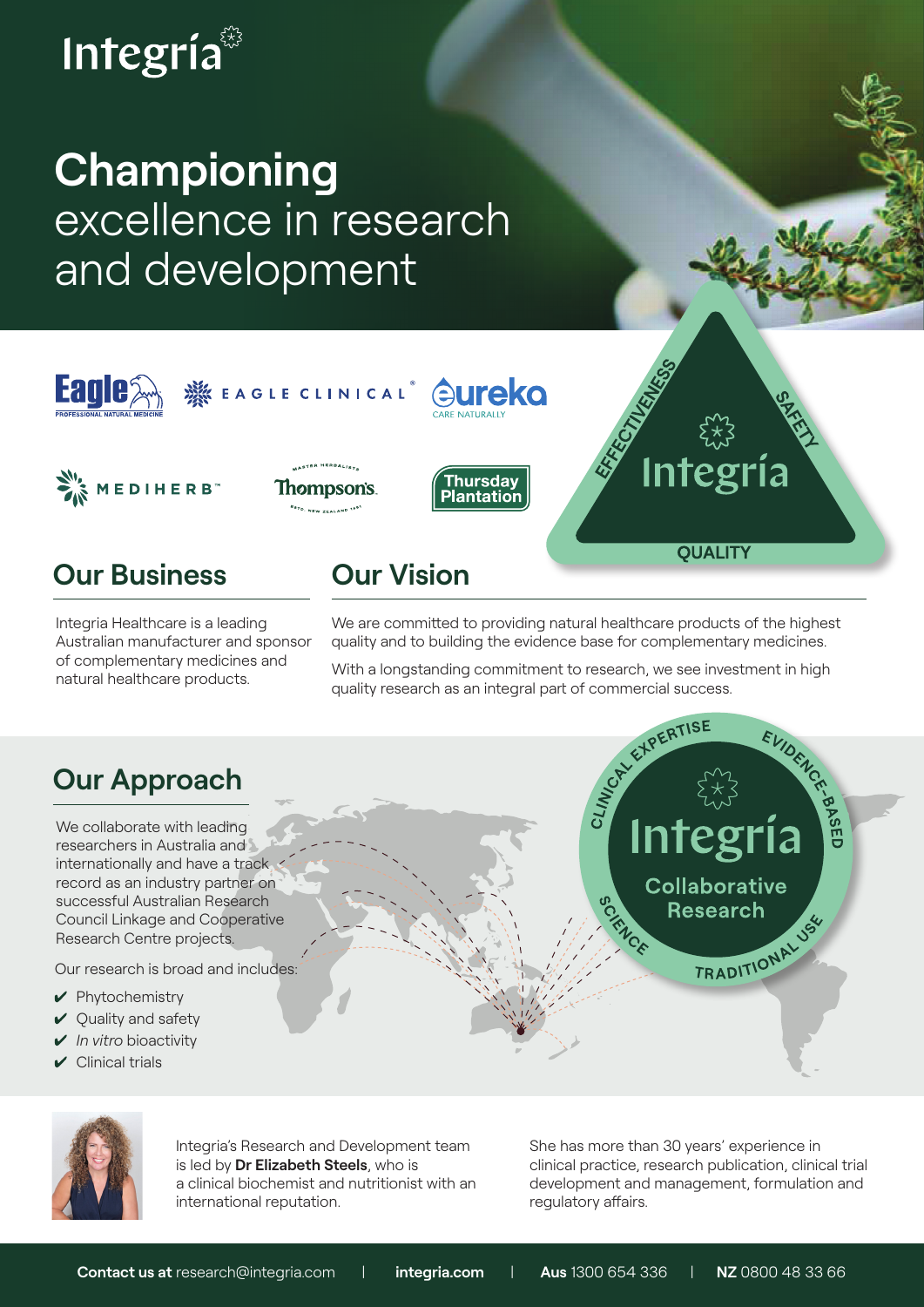# Integria

# **Championing** excellence in research and development

## Our Business

Integria Healthcare is a leading Australian manufacturer and sponsor of complementary medicines and natural healthcare products.

## Our Vision

We are committed to providing natural healthcare products of the highest quality and to building the evidence base for complementary medicines.

With a longstanding commitment to research, we see investment in high quality research as an integral part of commercial success.

## Our Approach

We collaborate with leading researchers in Australia and internationally and have a track record as an industry partner on successful Australian Research Council Linkage and Cooperative Research Centre projects.

Our research is broad and includes:

- ✔ Phytochemistry
- ✔ Quality and safety
- ✔ *In vitro* bioactivity
- ✔ Clinical trials

Integria's Research and Development team is led by **Dr Elizabeth Steels**, who is a clinical biochemist and nutritionist with an international reputation.

She has more than 30 years' experience in clinical practice, research publication, clinical trial development and management, formulation and regulatory affairs.

**Contact us at** research@integria.com | **integria.com** | **Aus** 1300 654 336 | **NZ** 0800 48 33 66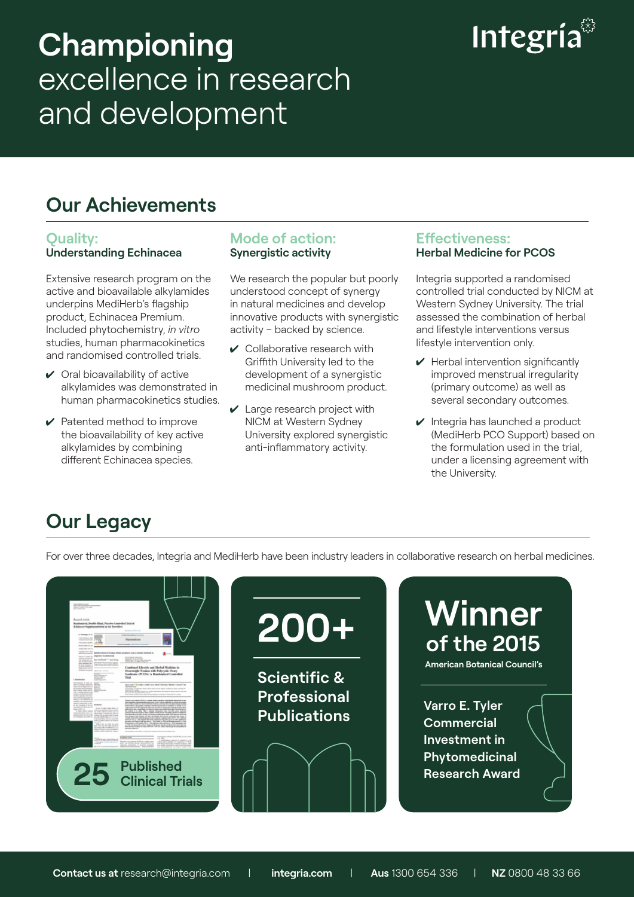# **Championing** excellence in research and development

Integria

## Our Achievements

### Quality:
**Understanding Echinacea**

Extensive research program on the active and bioavailable alkylamides underpins MediHerb's flagship product, Echinacea Premium. Included phytochemistry, *in vitro* studies, human pharmacokinetics and randomised controlled trials.

- ✔ Oral bioavailability of active alkylamides was demonstrated in human pharmacokinetics studies.
- ✔ Patented method to improve the bioavailability of key active alkylamides by combining different Echinacea species.

### Mode of action:
**Synergistic activity**

We research the popular but poorly understood concept of synergy in natural medicines and develop innovative products with synergistic activity – backed by science.

- ✔ Collaborative research with Griffith University led to the development of a synergistic medicinal mushroom product.
- ✔ Large research project with NICM at Western Sydney University explored synergistic anti-inflammatory activity.

### Effectiveness:
**Herbal Medicine for PCOS**

Integria supported a randomised controlled trial conducted by NICM at Western Sydney University. The trial assessed the combination of herbal and lifestyle interventions versus lifestyle intervention only.

- ✔ Herbal intervention significantly improved menstrual irregularity (primary outcome) as well as several secondary outcomes.
- ✔ Integria has launched a product (MediHerb PCO Support) based on the formulation used in the trial, under a licensing agreement with the University.

## Our Legacy

For over three decades, Integria and MediHerb have been industry leaders in collaborative research on herbal medicines.

**25** Published Clinical Trials

**200+** Scientific & Professional Publications

**Winner** of the 2015 American Botanical Council's **Varro E. Tyler Commercial Investment in Phytomedicinal Research Award**

**Contact us at** research@integria.com | **integria.com** | **Aus** 1300 654 336 | **NZ** 0800 48 33 66